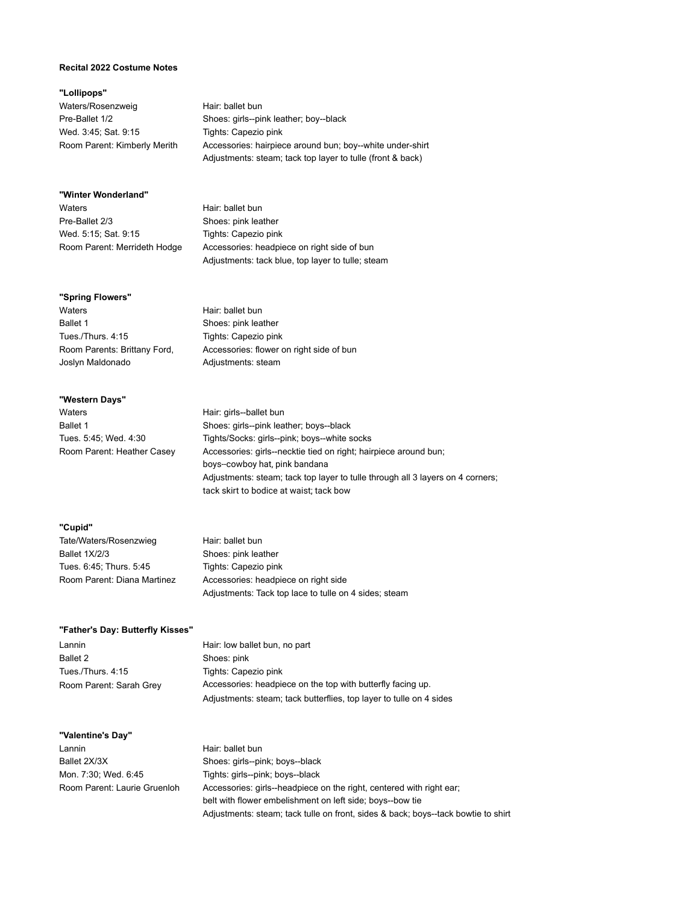**Recital 2022 Costume Notes**

**"Lollipops"**

| | |
|---|---|
| Waters/Rosenzweig | Hair: ballet bun |
| Pre-Ballet 1/2 | Shoes: girls--pink leather; boy--black |
| Wed. 3:45; Sat. 9:15 | Tights: Capezio pink |
| Room Parent: Kimberly Merith | Accessories: hairpiece around bun; boy--white under-shirt |
| | Adjustments: steam; tack top layer to tulle (front & back) |

**"Winter Wonderland"**

| | |
|---|---|
| Waters | Hair: ballet bun |
| Pre-Ballet 2/3 | Shoes: pink leather |
| Wed. 5:15; Sat. 9:15 | Tights: Capezio pink |
| Room Parent: Merrideth Hodge | Accessories: headpiece on right side of bun |
| | Adjustments: tack blue, top layer to tulle; steam |

**"Spring Flowers"**

| | |
|---|---|
| Waters | Hair: ballet bun |
| Ballet 1 | Shoes: pink leather |
| Tues./Thurs. 4:15 | Tights: Capezio pink |
| Room Parents: Brittany Ford, | Accessories: flower on right side of bun |
| Joslyn Maldonado | Adjustments: steam |

**"Western Days"**

| | |
|---|---|
| Waters | Hair: girls--ballet bun |
| Ballet 1 | Shoes: girls--pink leather; boys--black |
| Tues. 5:45; Wed. 4:30 | Tights/Socks: girls--pink; boys--white socks |
| Room Parent: Heather Casey | Accessories: girls--necktie tied on right; hairpiece around bun; boys--cowboy hat, pink bandana |
| | Adjustments: steam; tack top layer to tulle through all 3 layers on 4 corners; tack skirt to bodice at waist; tack bow |

**"Cupid"**

| | |
|---|---|
| Tate/Waters/Rosenzwieg | Hair: ballet bun |
| Ballet 1X/2/3 | Shoes: pink leather |
| Tues. 6:45; Thurs. 5:45 | Tights: Capezio pink |
| Room Parent: Diana Martinez | Accessories: headpiece on right side |
| | Adjustments: Tack top lace to tulle on 4 sides; steam |

**"Father's Day: Butterfly Kisses"**

| | |
|---|---|
| Lannin | Hair: low ballet bun, no part |
| Ballet 2 | Shoes: pink |
| Tues./Thurs. 4:15 | Tights: Capezio pink |
| Room Parent: Sarah Grey | Accessories: headpiece on the top with butterfly facing up. |
| | Adjustments: steam; tack butterflies, top layer to tulle on 4 sides |

**"Valentine's Day"**

| | |
|---|---|
| Lannin | Hair: ballet bun |
| Ballet 2X/3X | Shoes: girls--pink; boys--black |
| Mon. 7:30; Wed. 6:45 | Tights: girls--pink; boys--black |
| Room Parent: Laurie Gruenloh | Accessories: girls--headpiece on the right, centered with right ear; belt with flower embelishment on left side; boys--bow tie |
| | Adjustments: steam; tack tulle on front, sides & back; boys--tack bowtie to shirt |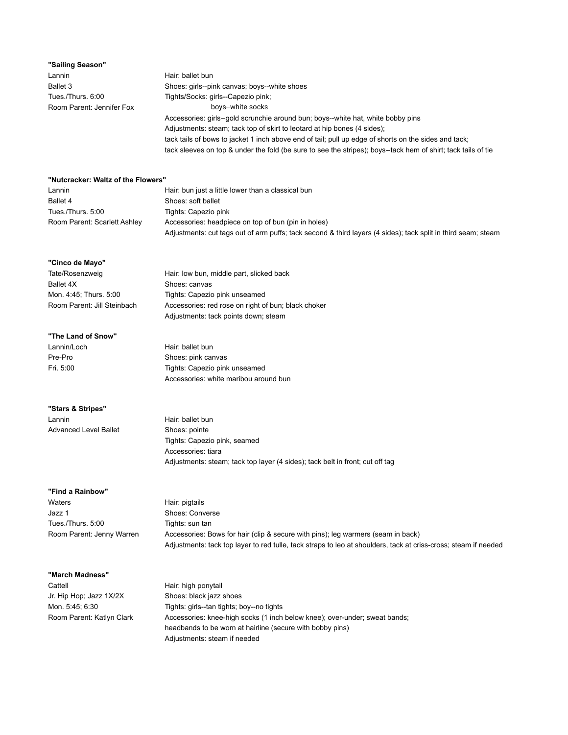**"Sailing Season"**

Lannin
Ballet 3
Tues./Thurs. 6:00
Room Parent: Jennifer Fox

Hair: ballet bun
Shoes: girls--pink canvas; boys--white shoes
Tights/Socks: girls--Capezio pink;
boys--white socks
Accessories: girls--gold scrunchie around bun; boys--white hat, white bobby pins
Adjustments: steam; tack top of skirt to leotard at hip bones (4 sides);
tack tails of bows to jacket 1 inch above end of tail; pull up edge of shorts on the sides and tack;
tack sleeves on top & under the fold (be sure to see the stripes); boys--tack hem of shirt; tack tails of tie

**"Nutcracker: Waltz of the Flowers"**

Lannin
Ballet 4
Tues./Thurs. 5:00
Room Parent: Scarlett Ashley

Hair: bun just a little lower than a classical bun
Shoes: soft ballet
Tights: Capezio pink
Accessories: headpiece on top of bun (pin in holes)
Adjustments: cut tags out of arm puffs; tack second & third layers (4 sides); tack split in third seam; steam

**"Cinco de Mayo"**

Tate/Rosenzweig
Ballet 4X
Mon. 4:45; Thurs. 5:00
Room Parent: Jill Steinbach

Hair: low bun, middle part, slicked back
Shoes: canvas
Tights: Capezio pink unseamed
Accessories: red rose on right of bun; black choker
Adjustments: tack points down; steam

**"The Land of Snow"**

Lannin/Loch
Pre-Pro
Fri. 5:00

Hair: ballet bun
Shoes: pink canvas
Tights: Capezio pink unseamed
Accessories: white maribou around bun

**"Stars & Stripes"**

Lannin
Advanced Level Ballet

Hair: ballet bun
Shoes: pointe
Tights: Capezio pink, seamed
Accessories: tiara
Adjustments: steam; tack top layer (4 sides); tack belt in front; cut off tag

**"Find a Rainbow"**

Waters
Jazz 1
Tues./Thurs. 5:00
Room Parent: Jenny Warren

Hair: pigtails
Shoes: Converse
Tights: sun tan
Accessories: Bows for hair (clip & secure with pins); leg warmers (seam in back)
Adjustments: tack top layer to red tulle, tack straps to leo at shoulders, tack at criss-cross; steam if needed

**"March Madness"**

Cattell
Jr. Hip Hop; Jazz 1X/2X
Mon. 5:45; 6:30
Room Parent: Katlyn Clark

Hair: high ponytail
Shoes: black jazz shoes
Tights: girls--tan tights; boy--no tights
Accessories: knee-high socks (1 inch below knee); over-under; sweat bands;
headbands to be worn at hairline (secure with bobby pins)
Adjustments: steam if needed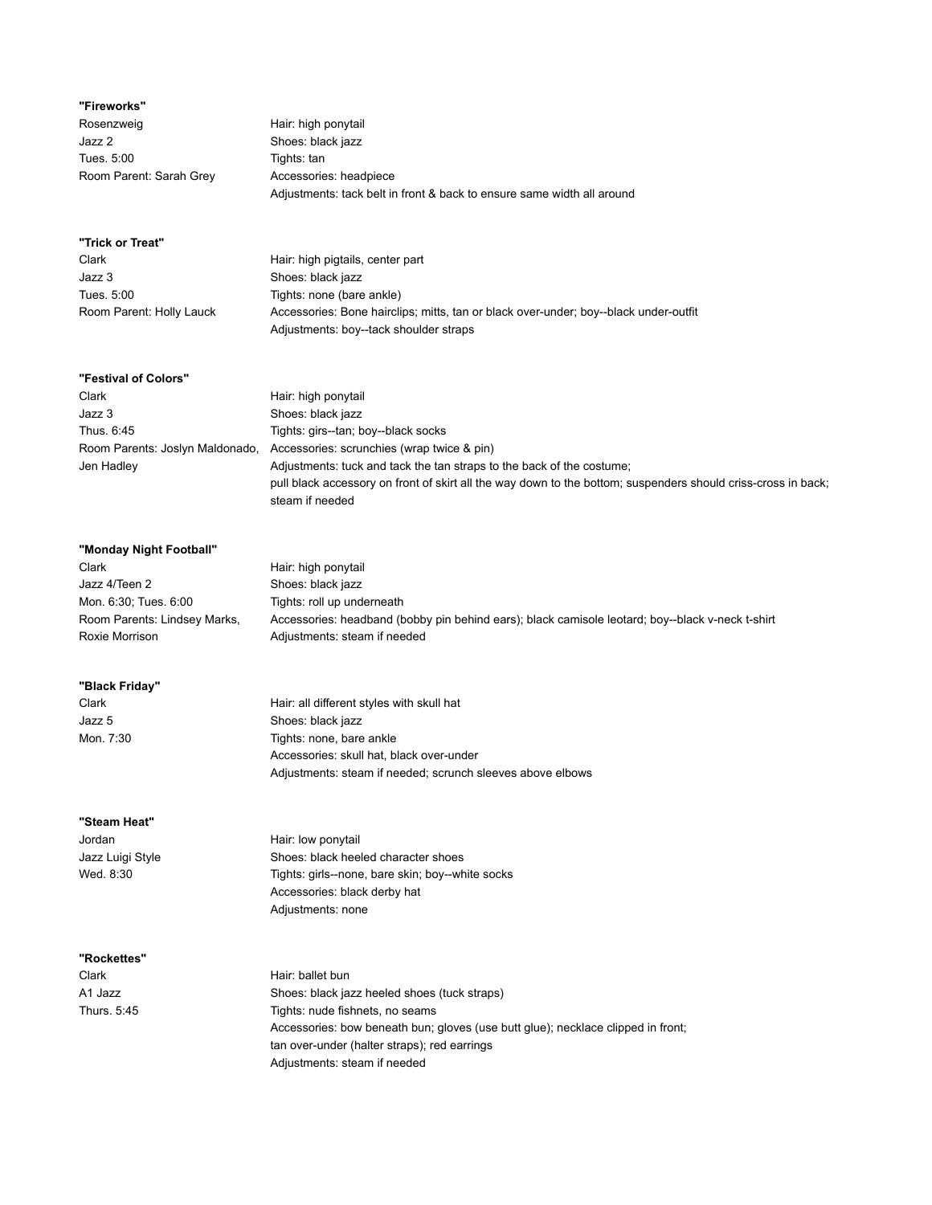**"Fireworks"**

Rosenzweig
Jazz 2
Tues. 5:00
Room Parent: Sarah Grey

Hair: high ponytail
Shoes: black jazz
Tights: tan
Accessories: headpiece
Adjustments: tack belt in front & back to ensure same width all around

**"Trick or Treat"**

Clark
Jazz 3
Tues. 5:00
Room Parent: Holly Lauck

Hair: high pigtails, center part
Shoes: black jazz
Tights: none (bare ankle)
Accessories: Bone hairclips; mitts, tan or black over-under; boy--black under-outfit
Adjustments: boy--tack shoulder straps

**"Festival of Colors"**

Clark
Jazz 3
Thus. 6:45
Room Parents: Joslyn Maldonado, Jen Hadley

Hair: high ponytail
Shoes: black jazz
Tights: girs--tan; boy--black socks
Accessories: scrunchies (wrap twice & pin)
Adjustments: tuck and tack the tan straps to the back of the costume;
pull black accessory on front of skirt all the way down to the bottom; suspenders should criss-cross in back;
steam if needed

**"Monday Night Football"**

Clark
Jazz 4/Teen 2
Mon. 6:30; Tues. 6:00
Room Parents: Lindsey Marks, Roxie Morrison

Hair: high ponytail
Shoes: black jazz
Tights: roll up underneath
Accessories: headband (bobby pin behind ears); black camisole leotard; boy--black v-neck t-shirt
Adjustments: steam if needed

**"Black Friday"**

Clark
Jazz 5
Mon. 7:30

Hair: all different styles with skull hat
Shoes: black jazz
Tights: none, bare ankle
Accessories: skull hat, black over-under
Adjustments: steam if needed; scrunch sleeves above elbows

**"Steam Heat"**

Jordan
Jazz Luigi Style
Wed. 8:30

Hair: low ponytail
Shoes: black heeled character shoes
Tights: girls--none, bare skin; boy--white socks
Accessories: black derby hat
Adjustments: none

**"Rockettes"**

Clark
A1 Jazz
Thurs. 5:45

Hair: ballet bun
Shoes: black jazz heeled shoes (tuck straps)
Tights: nude fishnets, no seams
Accessories: bow beneath bun; gloves (use butt glue); necklace clipped in front;
tan over-under (halter straps); red earrings
Adjustments: steam if needed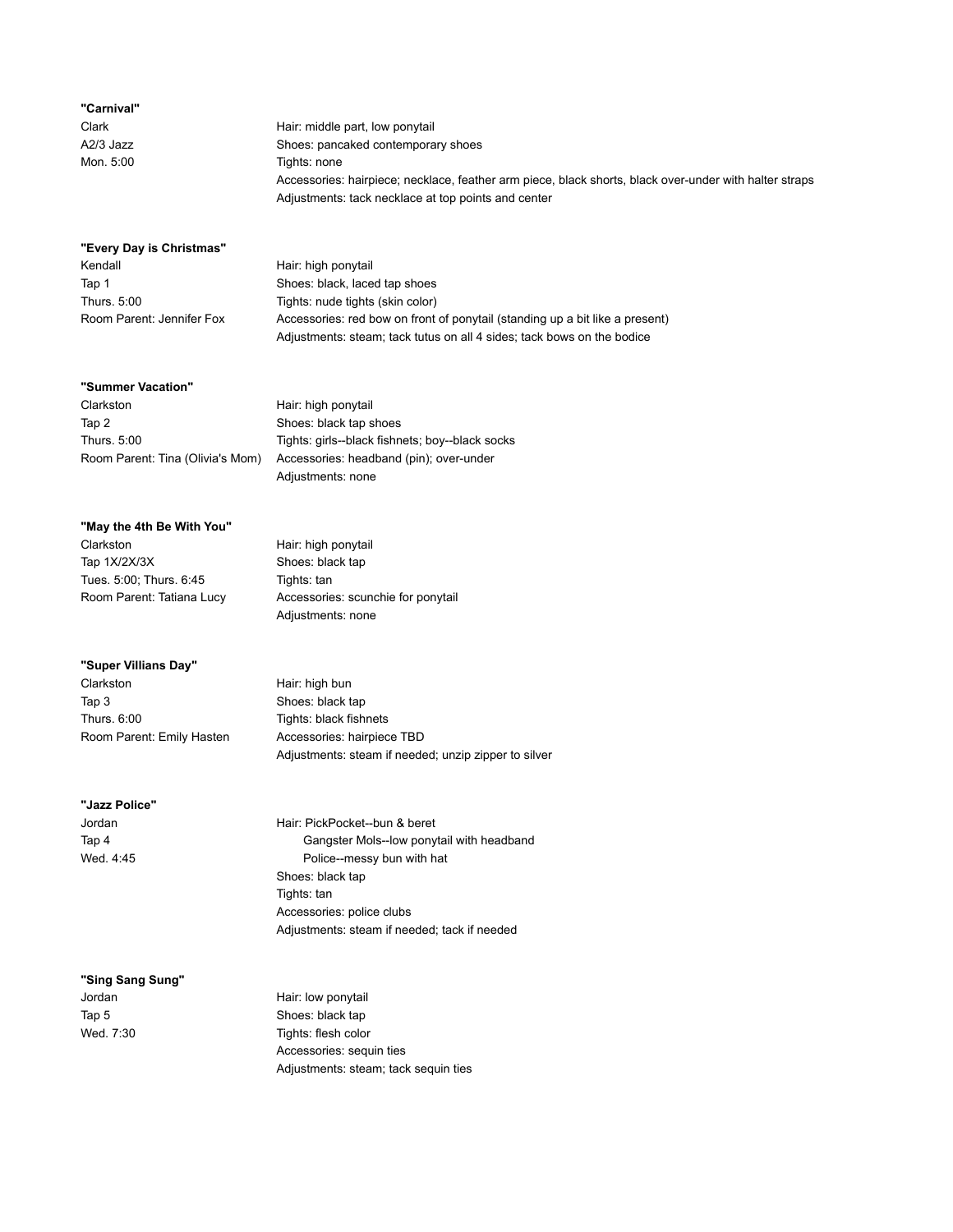**"Carnival"**

Clark
A2/3 Jazz
Mon. 5:00

Hair: middle part, low ponytail
Shoes: pancaked contemporary shoes
Tights: none
Accessories: hairpiece; necklace, feather arm piece, black shorts, black over-under with halter straps
Adjustments: tack necklace at top points and center

**"Every Day is Christmas"**

Kendall
Tap 1
Thurs. 5:00
Room Parent: Jennifer Fox

Hair: high ponytail
Shoes: black, laced tap shoes
Tights: nude tights (skin color)
Accessories: red bow on front of ponytail (standing up a bit like a present)
Adjustments: steam; tack tutus on all 4 sides; tack bows on the bodice

**"Summer Vacation"**

Clarkston
Tap 2
Thurs. 5:00
Room Parent: Tina (Olivia's Mom)

Hair: high ponytail
Shoes: black tap shoes
Tights: girls--black fishnets; boy--black socks
Accessories: headband (pin); over-under
Adjustments: none

**"May the 4th Be With You"**

Clarkston
Tap 1X/2X/3X
Tues. 5:00; Thurs. 6:45
Room Parent: Tatiana Lucy

Hair: high ponytail
Shoes: black tap
Tights: tan
Accessories: scunchie for ponytail
Adjustments: none

**"Super Villians Day"**

Clarkston
Tap 3
Thurs. 6:00
Room Parent: Emily Hasten

Hair: high bun
Shoes: black tap
Tights: black fishnets
Accessories: hairpiece TBD
Adjustments: steam if needed; unzip zipper to silver

**"Jazz Police"**

Jordan
Tap 4
Wed. 4:45

Hair: PickPocket--bun & beret
    Gangster Mols--low ponytail with headband
    Police--messy bun with hat
Shoes: black tap
Tights: tan
Accessories: police clubs
Adjustments: steam if needed; tack if needed

**"Sing Sang Sung"**

Jordan
Tap 5
Wed. 7:30

Hair: low ponytail
Shoes: black tap
Tights: flesh color
Accessories: sequin ties
Adjustments: steam; tack sequin ties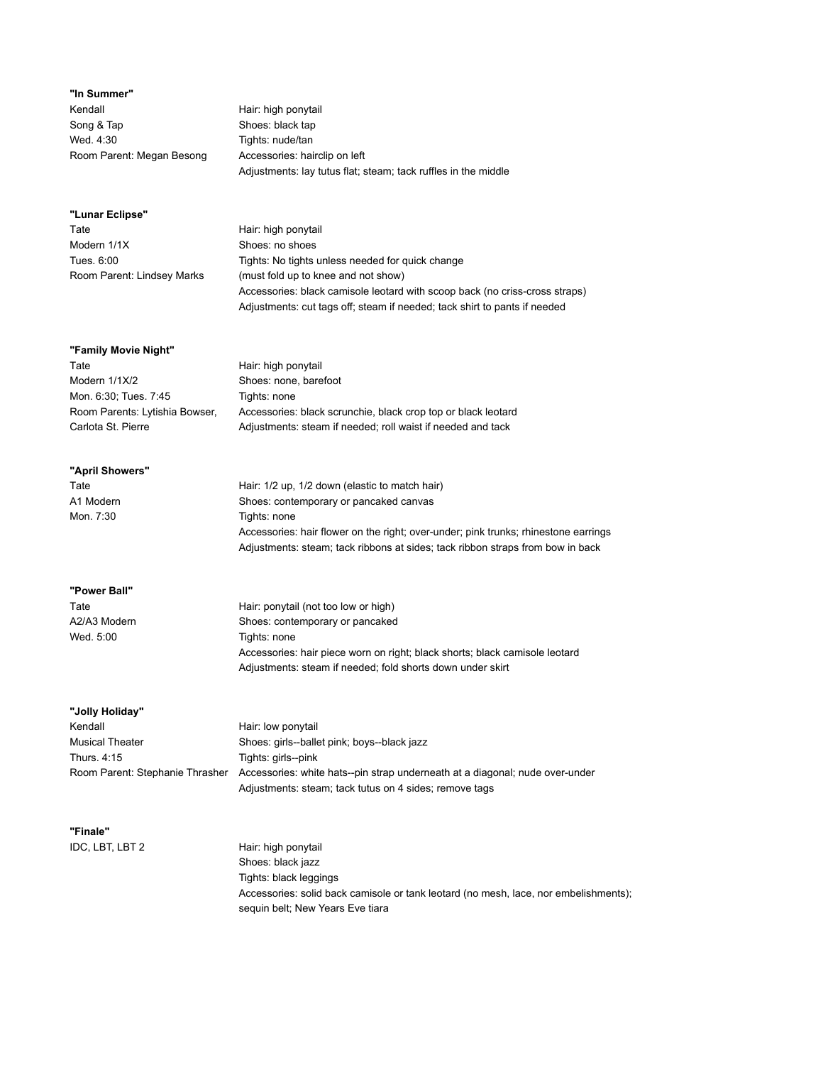**"In Summer"**

Kendall
Song & Tap
Wed. 4:30
Room Parent: Megan Besong

Hair: high ponytail
Shoes: black tap
Tights: nude/tan
Accessories: hairclip on left
Adjustments: lay tutus flat; steam; tack ruffles in the middle

**"Lunar Eclipse"**

Tate
Modern 1/1X
Tues. 6:00
Room Parent: Lindsey Marks

Hair: high ponytail
Shoes: no shoes
Tights: No tights unless needed for quick change
(must fold up to knee and not show)
Accessories: black camisole leotard with scoop back (no criss-cross straps)
Adjustments: cut tags off; steam if needed; tack shirt to pants if needed

**"Family Movie Night"**

Tate
Modern 1/1X/2
Mon. 6:30; Tues. 7:45
Room Parents: Lytishia Bowser,
Carlota St. Pierre

Hair: high ponytail
Shoes: none, barefoot
Tights: none
Accessories: black scrunchie, black crop top or black leotard
Adjustments: steam if needed; roll waist if needed and tack

**"April Showers"**

Tate
A1 Modern
Mon. 7:30

Hair: 1/2 up, 1/2 down (elastic to match hair)
Shoes: contemporary or pancaked canvas
Tights: none
Accessories: hair flower on the right; over-under; pink trunks; rhinestone earrings
Adjustments: steam; tack ribbons at sides; tack ribbon straps from bow in back

**"Power Ball"**

Tate
A2/A3 Modern
Wed. 5:00

Hair: ponytail (not too low or high)
Shoes: contemporary or pancaked
Tights: none
Accessories: hair piece worn on right; black shorts; black camisole leotard
Adjustments: steam if needed; fold shorts down under skirt

**"Jolly Holiday"**

Kendall
Musical Theater
Thurs. 4:15
Room Parent: Stephanie Thrasher

Hair: low ponytail
Shoes: girls--ballet pink; boys--black jazz
Tights: girls--pink
Accessories: white hats--pin strap underneath at a diagonal; nude over-under
Adjustments: steam; tack tutus on 4 sides; remove tags

**"Finale"**

IDC, LBT, LBT 2

Hair: high ponytail
Shoes: black jazz
Tights: black leggings
Accessories: solid back camisole or tank leotard (no mesh, lace, nor embelishments); sequin belt; New Years Eve tiara